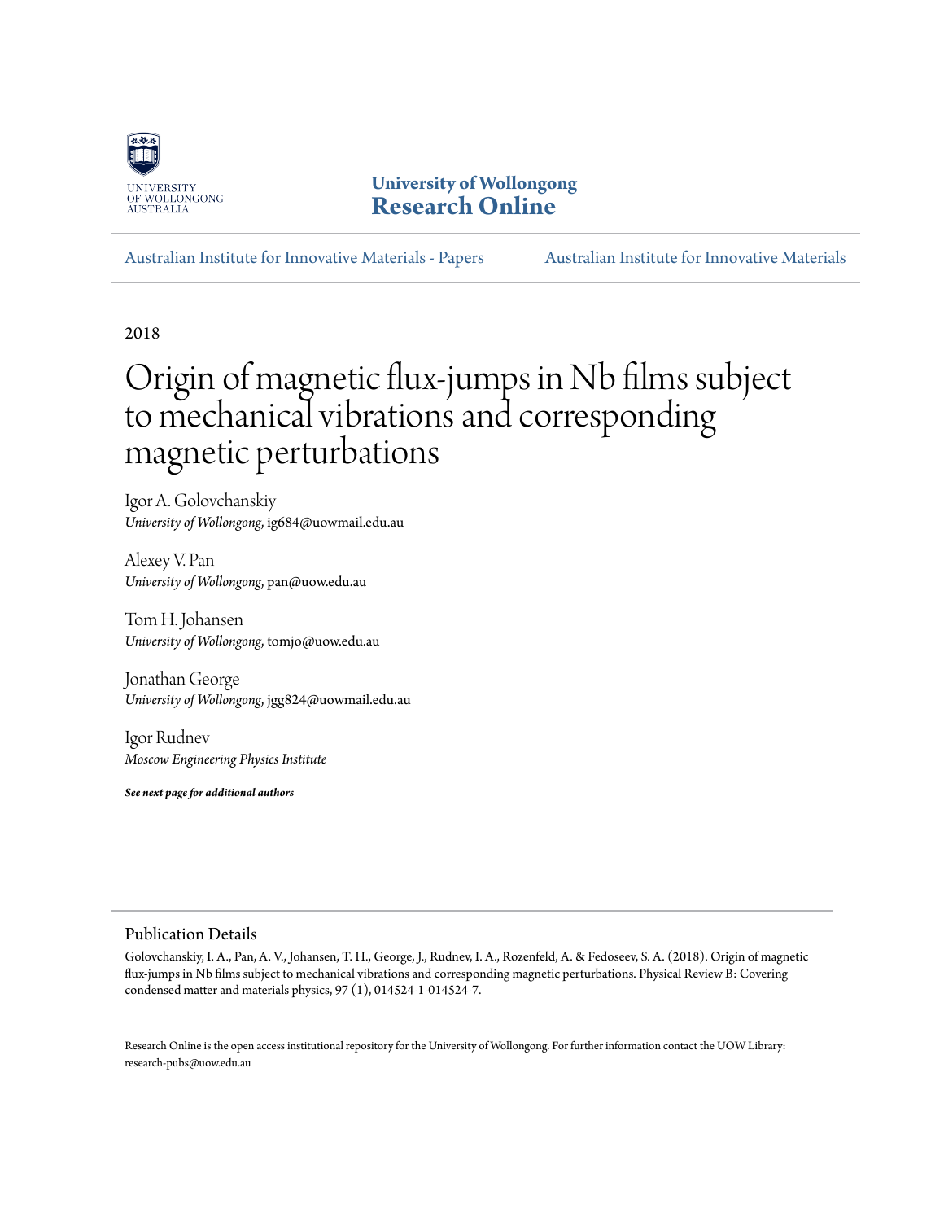University of Wollongong
Research Online

Australian Institute for Innovative Materials - Papers | Australian Institute for Innovative Materials

2018

# Origin of magnetic flux-jumps in Nb films subject to mechanical vibrations and corresponding magnetic perturbations

Igor A. Golovchanskiy
*University of Wollongong*, ig684@uowmail.edu.au

Alexey V. Pan
*University of Wollongong*, pan@uow.edu.au

Tom H. Johansen
*University of Wollongong*, tomjo@uow.edu.au

Jonathan George
*University of Wollongong*, jgg824@uowmail.edu.au

Igor Rudnev
*Moscow Engineering Physics Institute*

***See next page for additional authors***

## Publication Details

Golovchanskiy, I. A., Pan, A. V., Johansen, T. H., George, J., Rudnev, I. A., Rozenfeld, A. & Fedoseev, S. A. (2018). Origin of magnetic flux-jumps in Nb films subject to mechanical vibrations and corresponding magnetic perturbations. Physical Review B: Covering condensed matter and materials physics, 97 (1), 014524-1-014524-7.

Research Online is the open access institutional repository for the University of Wollongong. For further information contact the UOW Library: research-pubs@uow.edu.au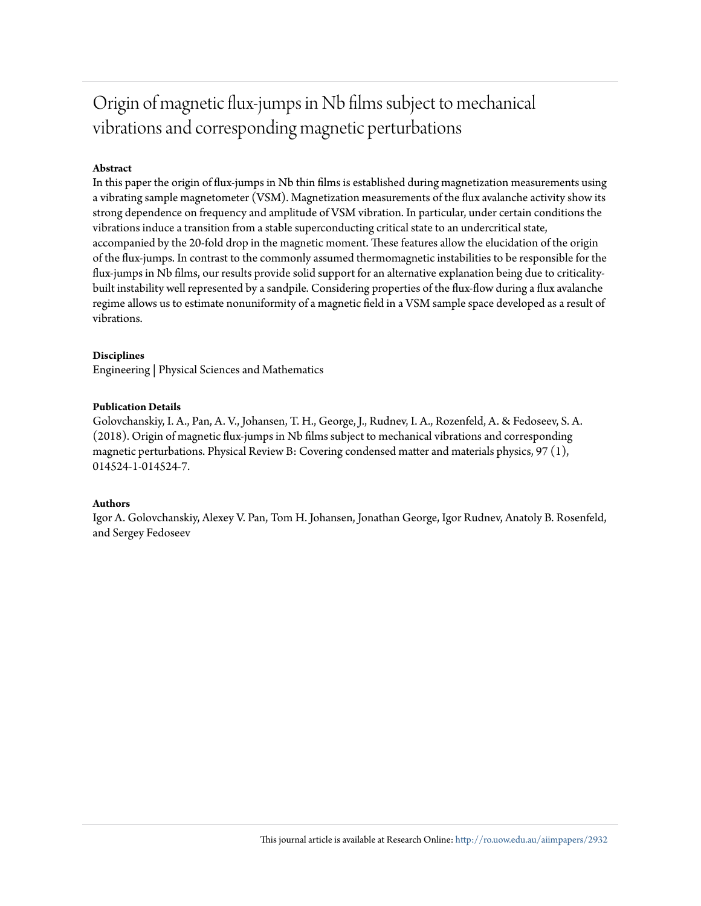# Origin of magnetic flux-jumps in Nb films subject to mechanical vibrations and corresponding magnetic perturbations

**Abstract**

In this paper the origin of flux-jumps in Nb thin films is established during magnetization measurements using a vibrating sample magnetometer (VSM). Magnetization measurements of the flux avalanche activity show its strong dependence on frequency and amplitude of VSM vibration. In particular, under certain conditions the vibrations induce a transition from a stable superconducting critical state to an undercritical state, accompanied by the 20-fold drop in the magnetic moment. These features allow the elucidation of the origin of the flux-jumps. In contrast to the commonly assumed thermomagnetic instabilities to be responsible for the flux-jumps in Nb films, our results provide solid support for an alternative explanation being due to criticality-built instability well represented by a sandpile. Considering properties of the flux-flow during a flux avalanche regime allows us to estimate nonuniformity of a magnetic field in a VSM sample space developed as a result of vibrations.

**Disciplines**

Engineering | Physical Sciences and Mathematics

**Publication Details**

Golovchanskiy, I. A., Pan, A. V., Johansen, T. H., George, J., Rudnev, I. A., Rozenfeld, A. & Fedoseev, S. A. (2018). Origin of magnetic flux-jumps in Nb films subject to mechanical vibrations and corresponding magnetic perturbations. Physical Review B: Covering condensed matter and materials physics, 97 (1), 014524-1-014524-7.

**Authors**

Igor A. Golovchanskiy, Alexey V. Pan, Tom H. Johansen, Jonathan George, Igor Rudnev, Anatoly B. Rosenfeld, and Sergey Fedoseev

This journal article is available at Research Online: http://ro.uow.edu.au/aiimpapers/2932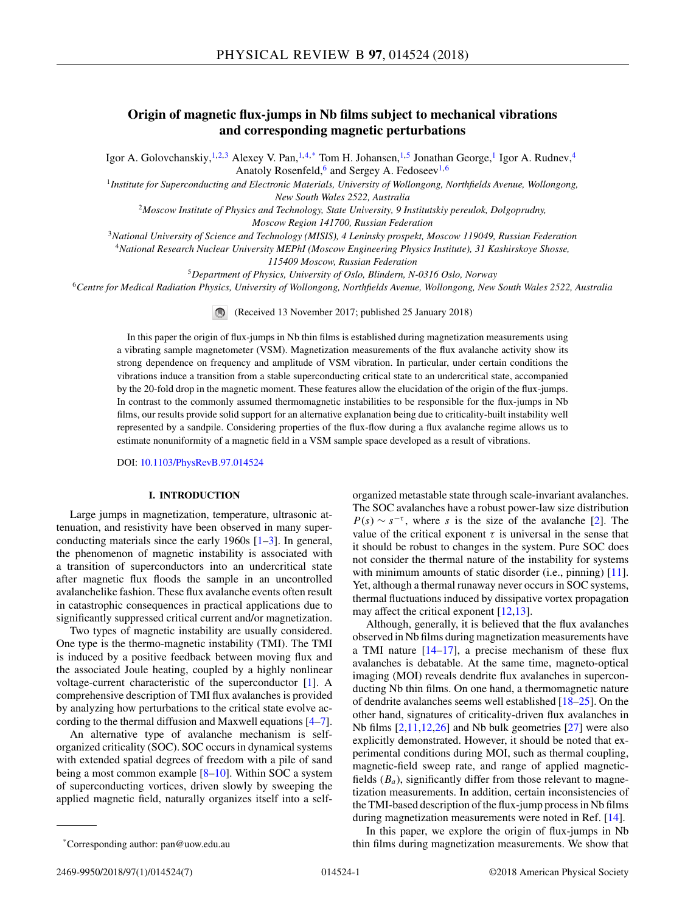# Origin of magnetic flux-jumps in Nb films subject to mechanical vibrations and corresponding magnetic perturbations

Igor A. Golovchanskiy,[1,2,3] Alexey V. Pan,[1,4,*] Tom H. Johansen,[1,5] Jonathan George,[1] Igor A. Rudnev,[4] Anatoly Rosenfeld,[6] and Sergey A. Fedoseev[1,6]

[1]Institute for Superconducting and Electronic Materials, University of Wollongong, Northfields Avenue, Wollongong, New South Wales 2522, Australia

[2]Moscow Institute of Physics and Technology, State University, 9 Institutskiy pereulok, Dolgoprudny, Moscow Region 141700, Russian Federation

[3]National University of Science and Technology (MISIS), 4 Leninsky prospekt, Moscow 119049, Russian Federation

[4]National Research Nuclear University MEPhI (Moscow Engineering Physics Institute), 31 Kashirskoye Shosse, 115409 Moscow, Russian Federation

[5]Department of Physics, University of Oslo, Blindern, N-0316 Oslo, Norway

[6]Centre for Medical Radiation Physics, University of Wollongong, Northfields Avenue, Wollongong, New South Wales 2522, Australia

(Received 13 November 2017; published 25 January 2018)

In this paper the origin of flux-jumps in Nb thin films is established during magnetization measurements using a vibrating sample magnetometer (VSM). Magnetization measurements of the flux avalanche activity show its strong dependence on frequency and amplitude of VSM vibration. In particular, under certain conditions the vibrations induce a transition from a stable superconducting critical state to an undercritical state, accompanied by the 20-fold drop in the magnetic moment. These features allow the elucidation of the origin of the flux-jumps. In contrast to the commonly assumed thermomagnetic instabilities to be responsible for the flux-jumps in Nb films, our results provide solid support for an alternative explanation being due to criticality-built instability well represented by a sandpile. Considering properties of the flux-flow during a flux avalanche regime allows us to estimate nonuniformity of a magnetic field in a VSM sample space developed as a result of vibrations.

DOI: 10.1103/PhysRevB.97.014524

## I. INTRODUCTION

Large jumps in magnetization, temperature, ultrasonic attenuation, and resistivity have been observed in many superconducting materials since the early 1960s [1–3]. In general, the phenomenon of magnetic instability is associated with a transition of superconductors into an undercritical state after magnetic flux floods the sample in an uncontrolled avalanchelike fashion. These flux avalanche events often result in catastrophic consequences in practical applications due to significantly suppressed critical current and/or magnetization.

Two types of magnetic instability are usually considered. One type is the thermo-magnetic instability (TMI). The TMI is induced by a positive feedback between moving flux and the associated Joule heating, coupled by a highly nonlinear voltage-current characteristic of the superconductor [1]. A comprehensive description of TMI flux avalanches is provided by analyzing how perturbations to the critical state evolve according to the thermal diffusion and Maxwell equations [4–7].

An alternative type of avalanche mechanism is self-organized criticality (SOC). SOC occurs in dynamical systems with extended spatial degrees of freedom with a pile of sand being a most common example [8–10]. Within SOC a system of superconducting vortices, driven slowly by sweeping the applied magnetic field, naturally organizes itself into a self-organized metastable state through scale-invariant avalanches. The SOC avalanches have a robust power-law size distribution $P(s) \sim s^{-\tau}$, where $s$ is the size of the avalanche [2]. The value of the critical exponent $\tau$ is universal in the sense that it should be robust to changes in the system. Pure SOC does not consider the thermal nature of the instability for systems with minimum amounts of static disorder (i.e., pinning) [11]. Yet, although a thermal runaway never occurs in SOC systems, thermal fluctuations induced by dissipative vortex propagation may affect the critical exponent [12,13].

Although, generally, it is believed that the flux avalanches observed in Nb films during magnetization measurements have a TMI nature [14–17], a precise mechanism of these flux avalanches is debatable. At the same time, magneto-optical imaging (MOI) reveals dendrite flux avalanches in superconducting Nb thin films. On one hand, a thermomagnetic nature of dendrite avalanches seems well established [18–25]. On the other hand, signatures of criticality-driven flux avalanches in Nb films [2,11,12,26] and Nb bulk geometries [27] were also explicitly demonstrated. However, it should be noted that experimental conditions during MOI, such as thermal coupling, magnetic-field sweep rate, and range of applied magnetic-fields ($B_a$), significantly differ from those relevant to magnetization measurements. In addition, certain inconsistencies of the TMI-based description of the flux-jump process in Nb films during magnetization measurements were noted in Ref. [14].

In this paper, we explore the origin of flux-jumps in Nb thin films during magnetization measurements. We show that

*Corresponding author: pan@uow.edu.au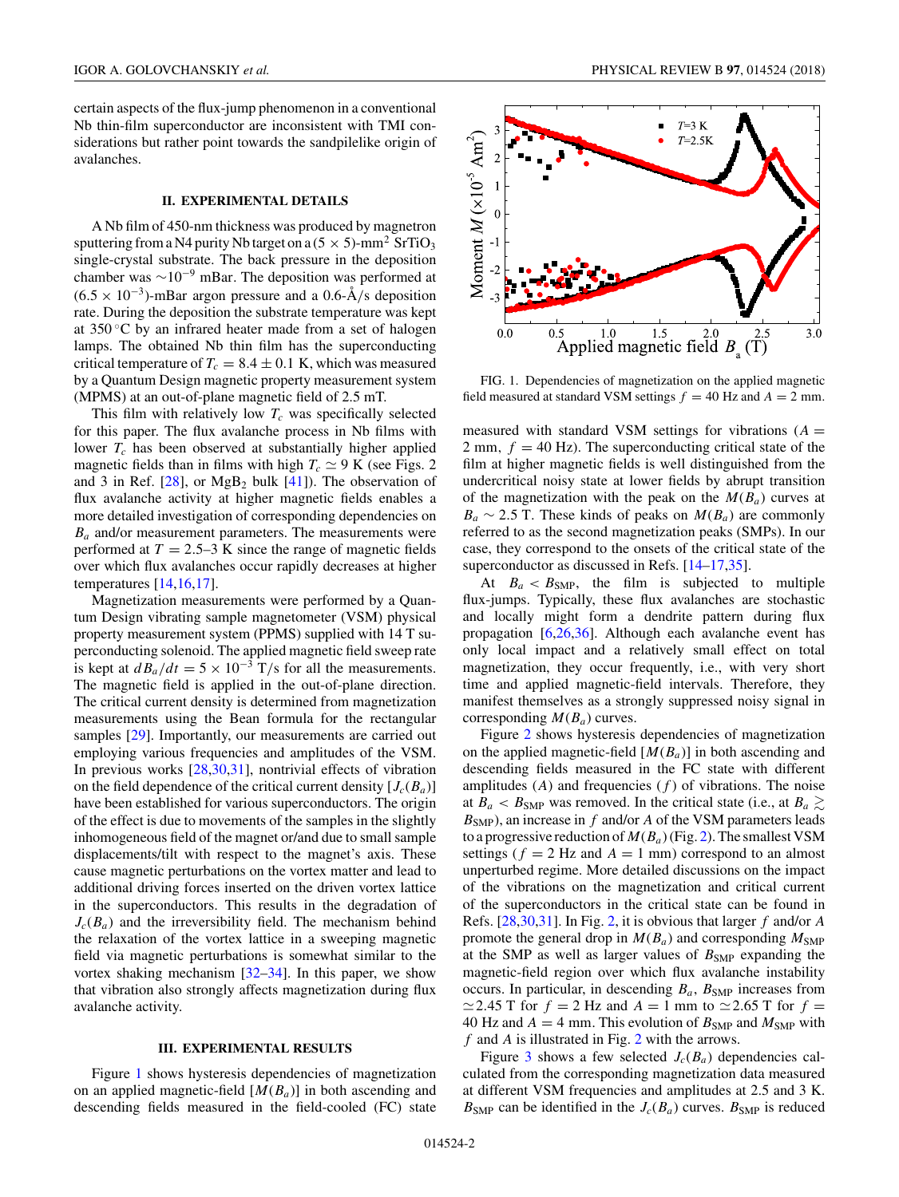certain aspects of the flux-jump phenomenon in a conventional Nb thin-film superconductor are inconsistent with TMI considerations but rather point towards the sandpilelike origin of avalanches.

## II. EXPERIMENTAL DETAILS

A Nb film of 450-nm thickness was produced by magnetron sputtering from a N4 purity Nb target on a $(5 \times 5)$-mm$^2$ $SrTiO_3$ single-crystal substrate. The back pressure in the deposition chamber was $\sim 10^{-9}$ mBar. The deposition was performed at $(6.5 \times 10^{-3})$-mBar argon pressure and a 0.6-Å/s deposition rate. During the deposition the substrate temperature was kept at 350 °C by an infrared heater made from a set of halogen lamps. The obtained Nb thin film has the superconducting critical temperature of $T_c = 8.4 \pm 0.1$ K, which was measured by a Quantum Design magnetic property measurement system (MPMS) at an out-of-plane magnetic field of 2.5 mT.

This film with relatively low $T_c$ was specifically selected for this paper. The flux avalanche process in Nb films with lower $T_c$ has been observed at substantially higher applied magnetic fields than in films with high $T_c \simeq 9$ K (see Figs. 2 and 3 in Ref. [28], or $MgB_2$ bulk [41]). The observation of flux avalanche activity at higher magnetic fields enables a more detailed investigation of corresponding dependencies on $B_a$ and/or measurement parameters. The measurements were performed at $T = 2.5$–3 K since the range of magnetic fields over which flux avalanches occur rapidly decreases at higher temperatures [14,16,17].

Magnetization measurements were performed by a Quantum Design vibrating sample magnetometer (VSM) physical property measurement system (PPMS) supplied with 14 T superconducting solenoid. The applied magnetic field sweep rate is kept at $dB_a/dt = 5 \times 10^{-3}$ T/s for all the measurements. The magnetic field is applied in the out-of-plane direction. The critical current density is determined from magnetization measurements using the Bean formula for the rectangular samples [29]. Importantly, our measurements are carried out employing various frequencies and amplitudes of the VSM. In previous works [28,30,31], nontrivial effects of vibration on the field dependence of the critical current density $[J_c(B_a)]$ have been established for various superconductors. The origin of the effect is due to movements of the samples in the slightly inhomogeneous field of the magnet or/and due to small sample displacements/tilt with respect to the magnet's axis. These cause magnetic perturbations on the vortex matter and lead to additional driving forces inserted on the driven vortex lattice in the superconductors. This results in the degradation of $J_c(B_a)$ and the irreversibility field. The mechanism behind the relaxation of the vortex lattice in a sweeping magnetic field via magnetic perturbations is somewhat similar to the vortex shaking mechanism [32–34]. In this paper, we show that vibration also strongly affects magnetization during flux avalanche activity.

## III. EXPERIMENTAL RESULTS

Figure 1 shows hysteresis dependencies of magnetization on an applied magnetic-field $[M(B_a)]$ in both ascending and descending fields measured in the field-cooled (FC) state measured with standard VSM settings for vibrations ($A = 2$ mm, $f = 40$ Hz). The superconducting critical state of the film at higher magnetic fields is well distinguished from the undercritical noisy state at lower fields by abrupt transition of the magnetization with the peak on the $M(B_a)$ curves at $B_a \sim 2.5$ T. These kinds of peaks on $M(B_a)$ are commonly referred to as the second magnetization peaks (SMPs). In our case, they correspond to the onsets of the critical state of the superconductor as discussed in Refs. [14–17,35].

FIG. 1. Dependencies of magnetization on the applied magnetic field measured at standard VSM settings $f = 40$ Hz and $A = 2$ mm.

At $B_a < B_{\rm SMP}$, the film is subjected to multiple flux-jumps. Typically, these flux avalanches are stochastic and locally might form a dendrite pattern during flux propagation [6,26,36]. Although each avalanche event has only local impact and a relatively small effect on total magnetization, they occur frequently, i.e., with very short time and applied magnetic-field intervals. Therefore, they manifest themselves as a strongly suppressed noisy signal in corresponding $M(B_a)$ curves.

Figure 2 shows hysteresis dependencies of magnetization on the applied magnetic-field $[M(B_a)]$ in both ascending and descending fields measured in the FC state with different amplitudes ($A$) and frequencies ($f$) of vibrations. The noise at $B_a < B_{\rm SMP}$ was removed. In the critical state (i.e., at $B_a \gtrsim B_{\rm SMP}$), an increase in $f$ and/or $A$ of the VSM parameters leads to a progressive reduction of $M(B_a)$ (Fig. 2). The smallest VSM settings ($f = 2$ Hz and $A = 1$ mm) correspond to an almost unperturbed regime. More detailed discussions on the impact of the vibrations on the magnetization and critical current of the superconductors in the critical state can be found in Refs. [28,30,31]. In Fig. 2, it is obvious that larger $f$ and/or $A$ promote the general drop in $M(B_a)$ and corresponding $M_{\rm SMP}$ at the SMP as well as larger values of $B_{\rm SMP}$ expanding the magnetic-field region over which flux avalanche instability occurs. In particular, in descending $B_a$, $B_{\rm SMP}$ increases from $\simeq 2.45$ T for $f = 2$ Hz and $A = 1$ mm to $\simeq 2.65$ T for $f = 40$ Hz and $A = 4$ mm. This evolution of $B_{\rm SMP}$ and $M_{\rm SMP}$ with $f$ and $A$ is illustrated in Fig. 2 with the arrows.

Figure 3 shows a few selected $J_c(B_a)$ dependencies calculated from the corresponding magnetization data measured at different VSM frequencies and amplitudes at 2.5 and 3 K. $B_{\rm SMP}$ can be identified in the $J_c(B_a)$ curves. $B_{\rm SMP}$ is reduced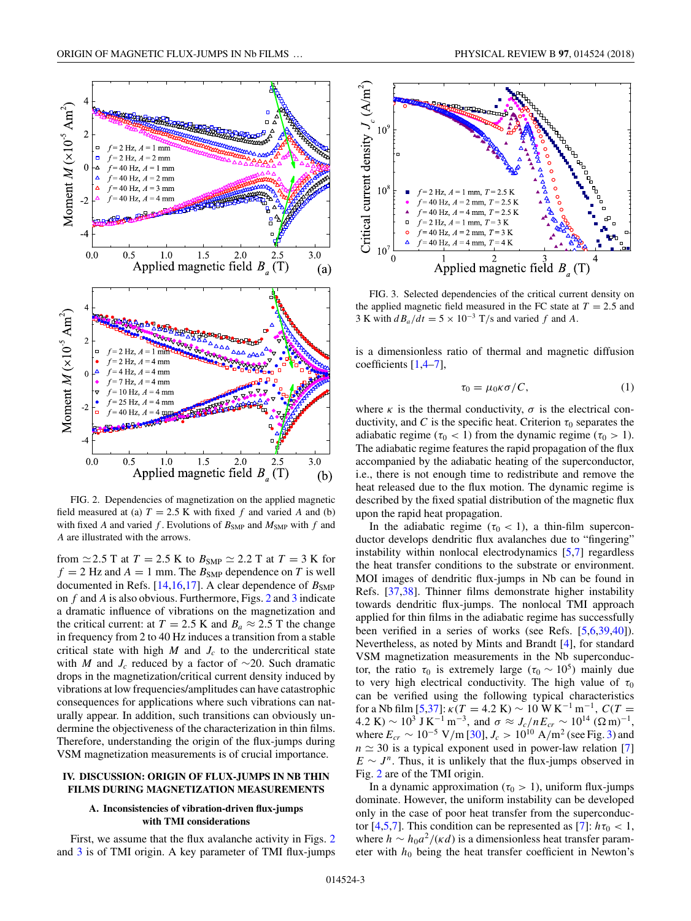FIG. 2. Dependencies of magnetization on the applied magnetic field measured at (a) $T = 2.5$ K with fixed $f$ and varied $A$ and (b) with fixed $A$ and varied $f$. Evolutions of $B_{\rm SMP}$ and $M_{\rm SMP}$ with $f$ and $A$ are illustrated with the arrows.

FIG. 3. Selected dependencies of the critical current density on the applied magnetic field measured in the FC state at $T = 2.5$ and 3 K with $dB_a/dt = 5 \times 10^{-3}$ T/s and varied $f$ and $A$.

from $\simeq 2.5$ T at $T = 2.5$ K to $B_{\rm SMP} \simeq 2.2$ T at $T = 3$ K for $f = 2$ Hz and $A = 1$ mm. The $B_{\rm SMP}$ dependence on $T$ is well documented in Refs. [14,16,17]. A clear dependence of $B_{\rm SMP}$ on $f$ and $A$ is also obvious. Furthermore, Figs. 2 and 3 indicate a dramatic influence of vibrations on the magnetization and the critical current: at $T = 2.5$ K and $B_a \approx 2.5$ T the change in frequency from 2 to 40 Hz induces a transition from a stable critical state with high $M$ and $J_c$ to the undercritical state with $M$ and $J_c$ reduced by a factor of $\sim 20$. Such dramatic drops in the magnetization/critical current density induced by vibrations at low frequencies/amplitudes can have catastrophic consequences for applications where such vibrations can naturally appear. In addition, such transitions can obviously undermine the objectiveness of the characterization in thin films. Therefore, understanding the origin of the flux-jumps during VSM magnetization measurements is of crucial importance.

## IV. DISCUSSION: ORIGIN OF FLUX-JUMPS IN NB THIN FILMS DURING MAGNETIZATION MEASUREMENTS

### A. Inconsistencies of vibration-driven flux-jumps with TMI considerations

First, we assume that the flux avalanche activity in Figs. 2 and 3 is of TMI origin. A key parameter of TMI flux-jumps is a dimensionless ratio of thermal and magnetic diffusion coefficients [1,4–7],

$$\tau_0 = \mu_0 \kappa \sigma / C, \tag{1}$$

where $\kappa$ is the thermal conductivity, $\sigma$ is the electrical conductivity, and $C$ is the specific heat. Criterion $\tau_0$ separates the adiabatic regime ($\tau_0 < 1$) from the dynamic regime ($\tau_0 > 1$). The adiabatic regime features the rapid propagation of the flux accompanied by the adiabatic heating of the superconductor, i.e., there is not enough time to redistribute and remove the heat released due to the flux motion. The dynamic regime is described by the fixed spatial distribution of the magnetic flux upon the rapid heat propagation.

In the adiabatic regime ($\tau_0 < 1$), a thin-film superconductor develops dendritic flux avalanches due to "fingering" instability within nonlocal electrodynamics [5,7] regardless the heat transfer conditions to the substrate or environment. MOI images of dendritic flux-jumps in Nb can be found in Refs. [37,38]. Thinner films demonstrate higher instability towards dendritic flux-jumps. The nonlocal TMI approach applied for thin films in the adiabatic regime has successfully been verified in a series of works (see Refs. [5,6,39,40]). Nevertheless, as noted by Mints and Brandt [4], for standard VSM magnetization measurements in the Nb superconductor, the ratio $\tau_0$ is extremely large ($\tau_0 \sim 10^5$) mainly due to very high electrical conductivity. The high value of $\tau_0$ can be verified using the following typical characteristics for a Nb film [5,37]: $\kappa(T = 4.2\ \text{K}) \sim 10\ \text{W K}^{-1}\,\text{m}^{-1}$, $C(T = 4.2\ \text{K}) \sim 10^3\ \text{J K}^{-1}\,\text{m}^{-3}$, and $\sigma \approx J_c/nE_{cr} \sim 10^{14}\ (\Omega\,\text{m})^{-1}$, where $E_{cr} \sim 10^{-5}$ V/m [30], $J_c > 10^{10}$ A/m$^2$ (see Fig. 3) and $n \simeq 30$ is a typical exponent used in power-law relation [7] $E \sim J^n$. Thus, it is unlikely that the flux-jumps observed in Fig. 2 are of the TMI origin.

In a dynamic approximation ($\tau_0 > 1$), uniform flux-jumps dominate. However, the uniform instability can be developed only in the case of poor heat transfer from the superconductor [4,5,7]. This condition can be represented as [7]: $h\tau_0 < 1$, where $h \sim h_0 a^2/(\kappa d)$ is a dimensionless heat transfer parameter with $h_0$ being the heat transfer coefficient in Newton's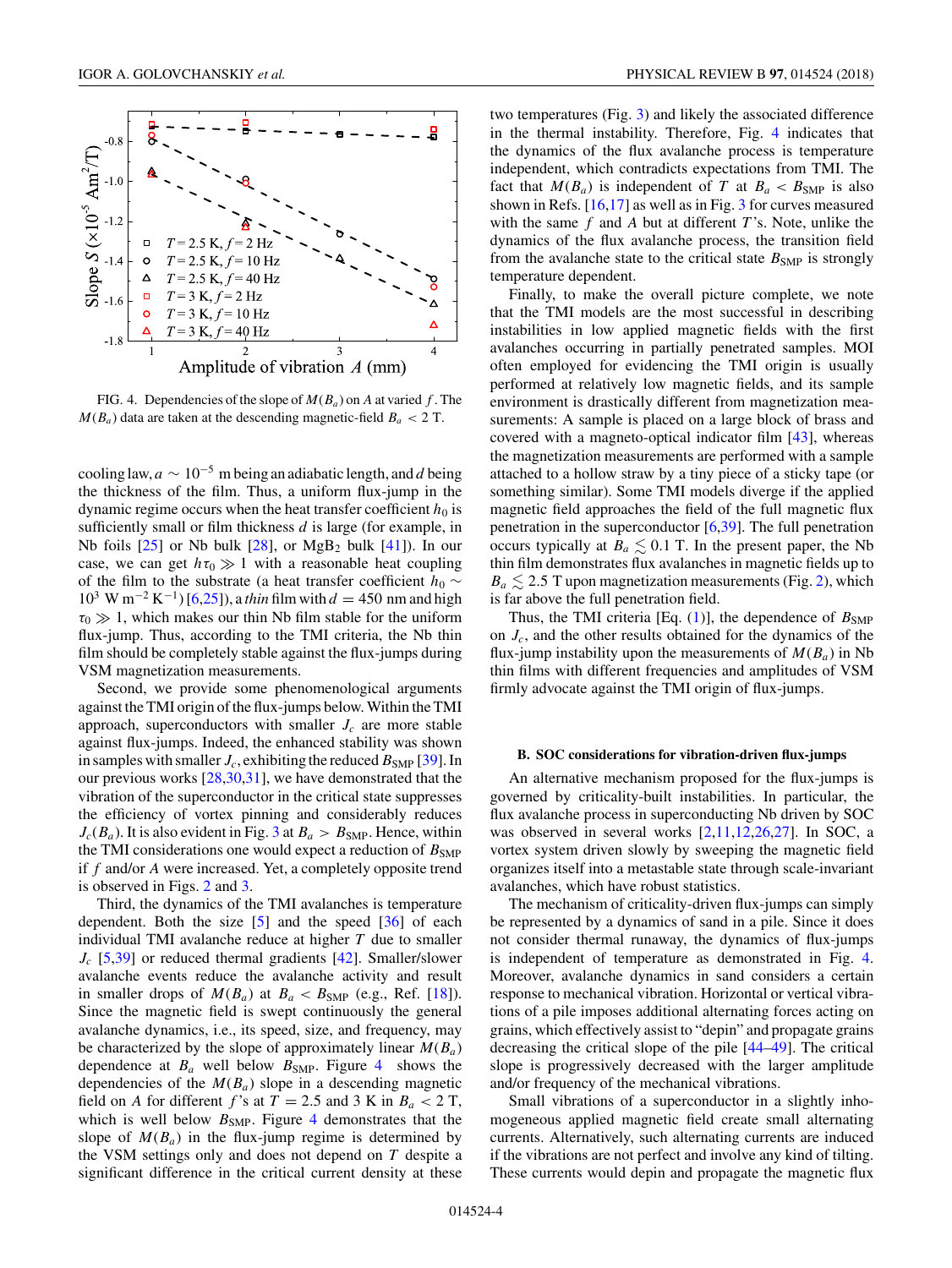FIG. 4. Dependencies of the slope of $M(B_a)$ on $A$ at varied $f$. The $M(B_a)$ data are taken at the descending magnetic-field $B_a < 2$ T.

cooling law, $a \sim 10^{-5}$ m being an adiabatic length, and $d$ being the thickness of the film. Thus, a uniform flux-jump in the dynamic regime occurs when the heat transfer coefficient $h_0$ is sufficiently small or film thickness $d$ is large (for example, in Nb foils [25] or Nb bulk [28], or $MgB_2$ bulk [41]). In our case, we can get $h\tau_0 \gg 1$ with a reasonable heat coupling of the film to the substrate (a heat transfer coefficient $h_0 \sim 10^3$ W m$^{-2}$ K$^{-1}$) [6,25]), a *thin* film with $d = 450$ nm and high $\tau_0 \gg 1$, which makes our thin Nb film stable for the uniform flux-jump. Thus, according to the TMI criteria, the Nb thin film should be completely stable against the flux-jumps during VSM magnetization measurements.

Second, we provide some phenomenological arguments against the TMI origin of the flux-jumps below. Within the TMI approach, superconductors with smaller $J_c$ are more stable against flux-jumps. Indeed, the enhanced stability was shown in samples with smaller $J_c$, exhibiting the reduced $B_{\mathrm{SMP}}$ [39]. In our previous works [28,30,31], we have demonstrated that the vibration of the superconductor in the critical state suppresses the efficiency of vortex pinning and considerably reduces $J_c(B_a)$. It is also evident in Fig. 3 at $B_a > B_{\mathrm{SMP}}$. Hence, within the TMI considerations one would expect a reduction of $B_{\mathrm{SMP}}$ if $f$ and/or $A$ were increased. Yet, a completely opposite trend is observed in Figs. 2 and 3.

Third, the dynamics of the TMI avalanches is temperature dependent. Both the size [5] and the speed [36] of each individual TMI avalanche reduce at higher $T$ due to smaller $J_c$ [5,39] or reduced thermal gradients [42]. Smaller/slower avalanche events reduce the avalanche activity and result in smaller drops of $M(B_a)$ at $B_a < B_{\mathrm{SMP}}$ (e.g., Ref. [18]). Since the magnetic field is swept continuously the general avalanche dynamics, i.e., its speed, size, and frequency, may be characterized by the approximately linear $M(B_a)$ dependence at $B_a$ well below $B_{\mathrm{SMP}}$. Figure 4 shows the dependencies of the $M(B_a)$ slope in a descending magnetic field on $A$ for different $f$'s at $T = 2.5$ and 3 K in $B_a < 2$ T, which is well below $B_{\mathrm{SMP}}$. Figure 4 demonstrates that the slope of $M(B_a)$ in the flux-jump regime is determined by the VSM settings only and does not depend on $T$ despite a significant difference in the critical current density at these two temperatures (Fig. 3) and likely the associated difference in the thermal instability. Therefore, Fig. 4 indicates that the dynamics of the flux avalanche process is temperature independent, which contradicts expectations from TMI. The fact that $M(B_a)$ is independent of $T$ at $B_a < B_{\mathrm{SMP}}$ is also shown in Refs. [16,17] as well as in Fig. 3 for curves measured with the same $f$ and $A$ but at different $T$'s. Note, unlike the dynamics of the flux avalanche process, the transition field from the avalanche state to the critical state $B_{\mathrm{SMP}}$ is strongly temperature dependent.

Finally, to make the overall picture complete, we note that the TMI models are the most successful in describing instabilities in low applied magnetic fields with the first avalanches occurring in partially penetrated samples. MOI often employed for evidencing the TMI origin is usually performed at relatively low magnetic fields, and its sample environment is drastically different from magnetization measurements: A sample is placed on a large block of brass and covered with a magneto-optical indicator film [43], whereas the magnetization measurements are performed with a sample attached to a hollow straw by a tiny piece of a sticky tape (or something similar). Some TMI models diverge if the applied magnetic field approaches the field of the full magnetic flux penetration in the superconductor [6,39]. The full penetration occurs typically at $B_a \lesssim 0.1$ T. In the present paper, the Nb thin film demonstrates flux avalanches in magnetic fields up to $B_a \lesssim 2.5$ T upon magnetization measurements (Fig. 2), which is far above the full penetration field.

Thus, the TMI criteria [Eq. (1)], the dependence of $B_{\mathrm{SMP}}$ on $J_c$, and the other results obtained for the dynamics of the flux-jump instability upon the measurements of $M(B_a)$ in Nb thin films with different frequencies and amplitudes of VSM firmly advocate against the TMI origin of flux-jumps.

### B. SOC considerations for vibration-driven flux-jumps

An alternative mechanism proposed for the flux-jumps is governed by criticality-built instabilities. In particular, the flux avalanche process in superconducting Nb driven by SOC was observed in several works [2,11,12,26,27]. In SOC, a vortex system driven slowly by sweeping the magnetic field organizes itself into a metastable state through scale-invariant avalanches, which have robust statistics.

The mechanism of criticality-driven flux-jumps can simply be represented by a dynamics of sand in a pile. Since it does not consider thermal runaway, the dynamics of flux-jumps is independent of temperature as demonstrated in Fig. 4. Moreover, avalanche dynamics in sand considers a certain response to mechanical vibration. Horizontal or vertical vibrations of a pile imposes additional alternating forces acting on grains, which effectively assist to "depin" and propagate grains decreasing the critical slope of the pile [44–49]. The critical slope is progressively decreased with the larger amplitude and/or frequency of the mechanical vibrations.

Small vibrations of a superconductor in a slightly inhomogeneous applied magnetic field create small alternating currents. Alternatively, such alternating currents are induced if the vibrations are not perfect and involve any kind of tilting. These currents would depin and propagate the magnetic flux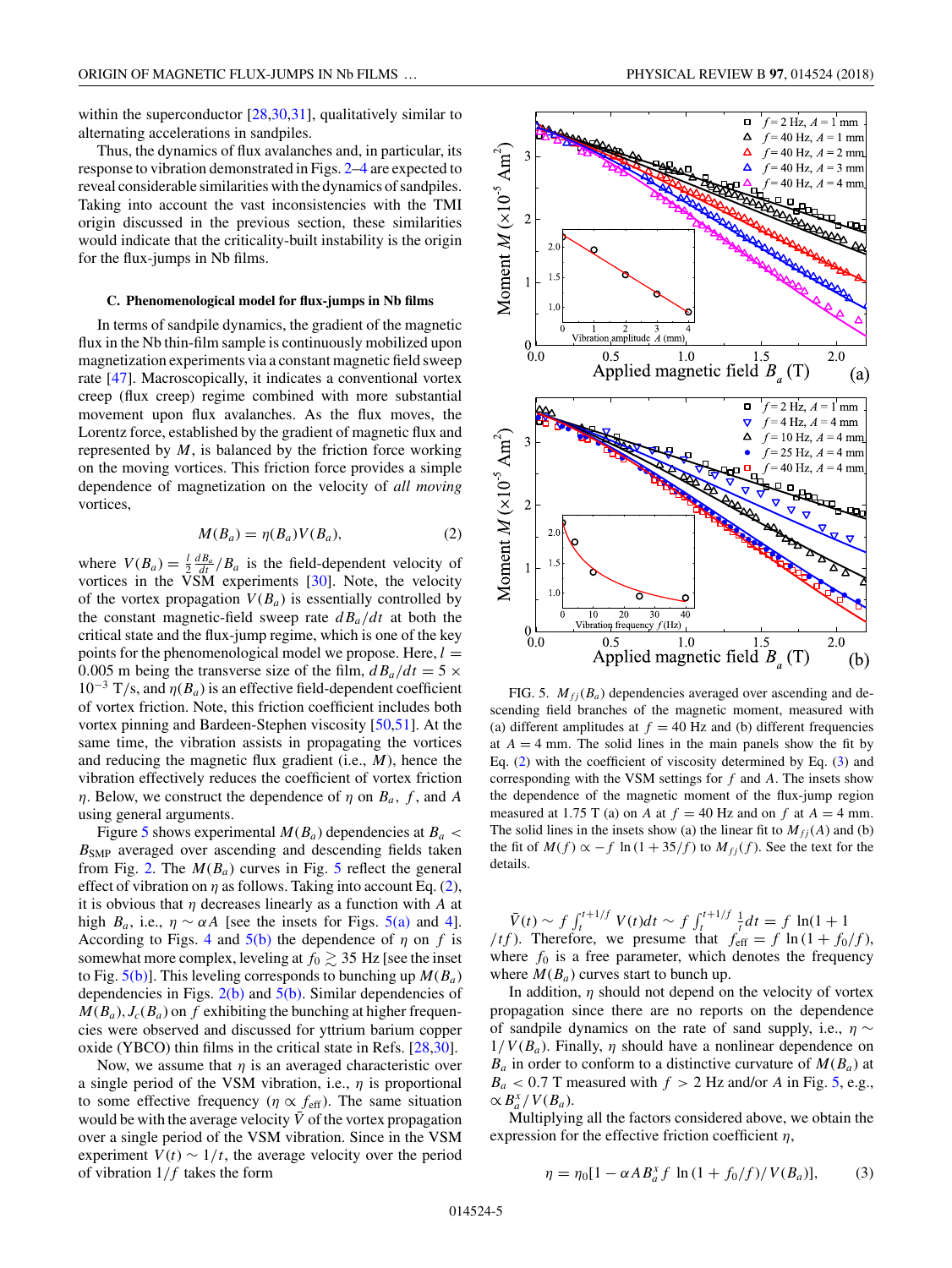within the superconductor [28,30,31], qualitatively similar to alternating accelerations in sandpiles.

Thus, the dynamics of flux avalanches and, in particular, its response to vibration demonstrated in Figs. 2–4 are expected to reveal considerable similarities with the dynamics of sandpiles. Taking into account the vast inconsistencies with the TMI origin discussed in the previous section, these similarities would indicate that the criticality-built instability is the origin for the flux-jumps in Nb films.

### C. Phenomenological model for flux-jumps in Nb films

In terms of sandpile dynamics, the gradient of the magnetic flux in the Nb thin-film sample is continuously mobilized upon magnetization experiments via a constant magnetic field sweep rate [47]. Macroscopically, it indicates a conventional vortex creep (flux creep) regime combined with more substantial movement upon flux avalanches. As the flux moves, the Lorentz force, established by the gradient of magnetic flux and represented by $M$, is balanced by the friction force working on the moving vortices. This friction force provides a simple dependence of magnetization on the velocity of *all moving* vortices,

$$M(B_a) = \eta(B_a)V(B_a), \tag{2}$$

where $V(B_a) = \frac{l}{2}\frac{dB_a}{dt}/B_a$ is the field-dependent velocity of vortices in the VSM experiments [30]. Note, the velocity of the vortex propagation $V(B_a)$ is essentially controlled by the constant magnetic-field sweep rate $dB_a/dt$ at both the critical state and the flux-jump regime, which is one of the key points for the phenomenological model we propose. Here, $l = 0.005$ m being the transverse size of the film, $dB_a/dt = 5 \times 10^{-3}$ T/s, and $\eta(B_a)$ is an effective field-dependent coefficient of vortex friction. Note, this friction coefficient includes both vortex pinning and Bardeen-Stephen viscosity [50,51]. At the same time, the vibration assists in propagating the vortices and reducing the magnetic flux gradient (i.e., $M$), hence the vibration effectively reduces the coefficient of vortex friction $\eta$. Below, we construct the dependence of $\eta$ on $B_a$, $f$, and $A$ using general arguments.

Figure 5 shows experimental $M(B_a)$ dependencies at $B_a < B_{\rm SMP}$ averaged over ascending and descending fields taken from Fig. 2. The $M(B_a)$ curves in Fig. 5 reflect the general effect of vibration on $\eta$ as follows. Taking into account Eq. (2), it is obvious that $\eta$ decreases linearly as a function with $A$ at high $B_a$, i.e., $\eta \sim \alpha A$ [see the insets for Figs. 5(a) and 4]. According to Figs. 4 and 5(b) the dependence of $\eta$ on $f$ is somewhat more complex, leveling at $f_0 \gtrsim 35$ Hz [see the inset to Fig. 5(b)]. This leveling corresponds to bunching up $M(B_a)$ dependencies in Figs. 2(b) and 5(b). Similar dependencies of $M(B_a), J_c(B_a)$ on $f$ exhibiting the bunching at higher frequencies were observed and discussed for yttrium barium copper oxide (YBCO) thin films in the critical state in Refs. [28,30].

Now, we assume that $\eta$ is an averaged characteristic over a single period of the VSM vibration, i.e., $\eta$ is proportional to some effective frequency ($\eta \propto f_{\rm eff}$). The same situation would be with the average velocity $\bar{V}$ of the vortex propagation over a single period of the VSM vibration. Since in the VSM experiment $V(t) \sim 1/t$, the average velocity over the period of vibration $1/f$ takes the form

FIG. 5. $M_{fj}(B_a)$ dependencies averaged over ascending and descending field branches of the magnetic moment, measured with (a) different amplitudes at $f = 40$ Hz and (b) different frequencies at $A = 4$ mm. The solid lines in the main panels show the fit by Eq. (2) with the coefficient of viscosity determined by Eq. (3) and corresponding with the VSM settings for $f$ and $A$. The insets show the dependence of the magnetic moment of the flux-jump region measured at 1.75 T (a) on $A$ at $f = 40$ Hz and on $f$ at $A = 4$ mm. The solid lines in the insets show (a) the linear fit to $M_{fj}(A)$ and (b) the fit of $M(f) \propto -f\ \ln(1+35/f)$ to $M_{fj}(f)$. See the text for the details.

$\bar{V}(t) \sim f\int_t^{t+1/f} V(t)dt \sim f\int_t^{t+1/f}\frac{1}{t}dt = f\ \ln(1+1/tf)$. Therefore, we presume that $f_{\rm eff} = f\ \ln(1+f_0/f)$, where $f_0$ is a free parameter, which denotes the frequency where $M(B_a)$ curves start to bunch up.

In addition, $\eta$ should not depend on the velocity of vortex propagation since there are no reports on the dependence of sandpile dynamics on the rate of sand supply, i.e., $\eta \sim 1/V(B_a)$. Finally, $\eta$ should have a nonlinear dependence on $B_a$ in order to conform to a distinctive curvature of $M(B_a)$ at $B_a < 0.7$ T measured with $f > 2$ Hz and/or $A$ in Fig. 5, e.g., $\propto B_a^x/V(B_a)$.

Multiplying all the factors considered above, we obtain the expression for the effective friction coefficient $\eta$,

$$\eta = \eta_0[1 - \alpha A B_a^x f\ \ln(1+f_0/f)/V(B_a)], \tag{3}$$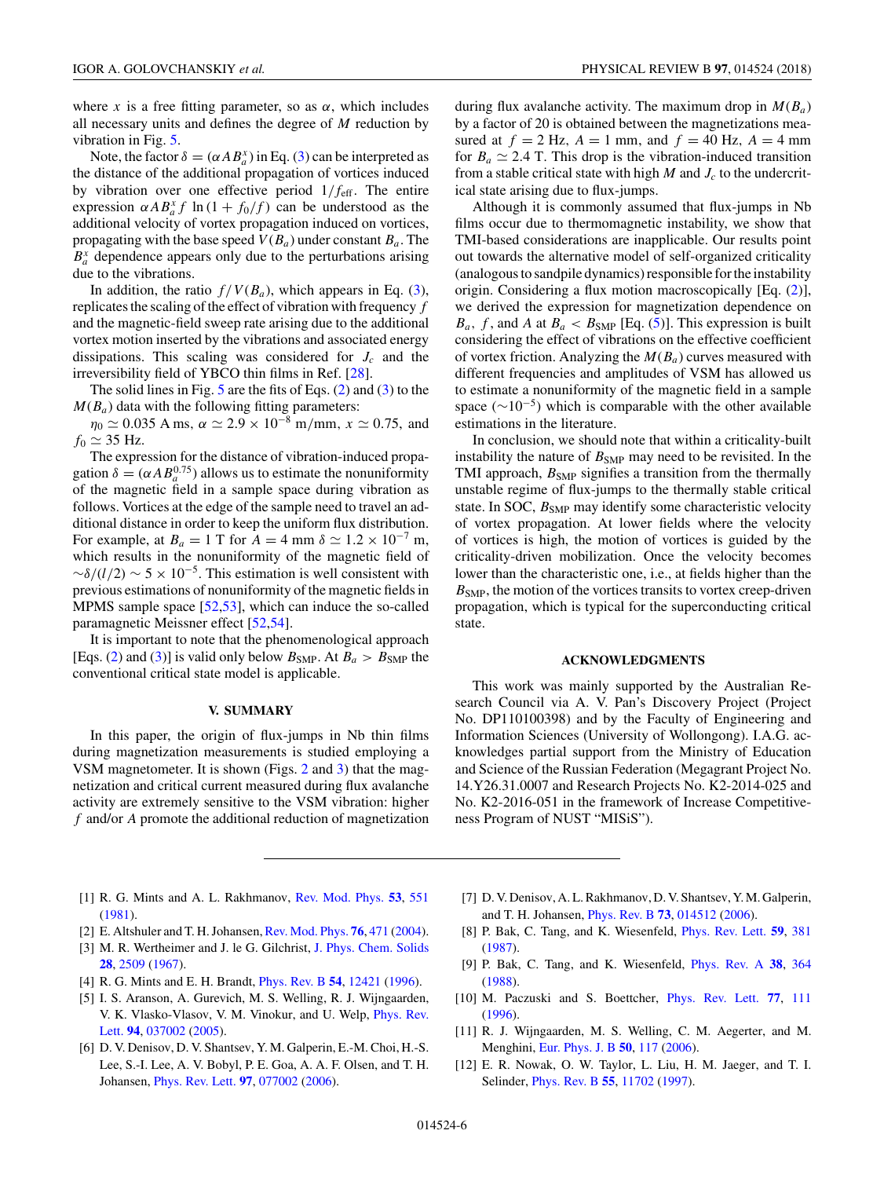where $x$ is a free fitting parameter, so as $\alpha$, which includes all necessary units and defines the degree of $M$ reduction by vibration in Fig. 5.

Note, the factor $\delta = (\alpha A B_a^x)$ in Eq. (3) can be interpreted as the distance of the additional propagation of vortices induced by vibration over one effective period $1/f_{\text{eff}}$. The entire expression $\alpha A B_a^x f \ln(1 + f_0/f)$ can be understood as the additional velocity of vortex propagation induced on vortices, propagating with the base speed $V(B_a)$ under constant $B_a$. The $B_a^x$ dependence appears only due to the perturbations arising due to the vibrations.

In addition, the ratio $f/V(B_a)$, which appears in Eq. (3), replicates the scaling of the effect of vibration with frequency $f$ and the magnetic-field sweep rate arising due to the additional vortex motion inserted by the vibrations and associated energy dissipations. This scaling was considered for $J_c$ and the irreversibility field of YBCO thin films in Ref. [28].

The solid lines in Fig. 5 are the fits of Eqs. (2) and (3) to the $M(B_a)$ data with the following fitting parameters:

$\eta_0 \simeq 0.035$ A ms, $\alpha \simeq 2.9 \times 10^{-8}$ m/mm, $x \simeq 0.75$, and $f_0 \simeq 35$ Hz.

The expression for the distance of vibration-induced propagation $\delta = (\alpha A B_a^{0.75})$ allows us to estimate the nonuniformity of the magnetic field in a sample space during vibration as follows. Vortices at the edge of the sample need to travel an additional distance in order to keep the uniform flux distribution. For example, at $B_a = 1$ T for $A = 4$ mm $\delta \simeq 1.2 \times 10^{-7}$ m, which results in the nonuniformity of the magnetic field of $\sim\delta/(l/2) \sim 5 \times 10^{-5}$. This estimation is well consistent with previous estimations of nonuniformity of the magnetic fields in MPMS sample space [52,53], which can induce the so-called paramagnetic Meissner effect [52,54].

It is important to note that the phenomenological approach [Eqs. (2) and (3)] is valid only below $B_{\text{SMP}}$. At $B_a > B_{\text{SMP}}$ the conventional critical state model is applicable.

## V. SUMMARY

In this paper, the origin of flux-jumps in Nb thin films during magnetization measurements is studied employing a VSM magnetometer. It is shown (Figs. 2 and 3) that the magnetization and critical current measured during flux avalanche activity are extremely sensitive to the VSM vibration: higher $f$ and/or $A$ promote the additional reduction of magnetization during flux avalanche activity. The maximum drop in $M(B_a)$ by a factor of 20 is obtained between the magnetizations measured at $f = 2$ Hz, $A = 1$ mm, and $f = 40$ Hz, $A = 4$ mm for $B_a \simeq 2.4$ T. This drop is the vibration-induced transition from a stable critical state with high $M$ and $J_c$ to the undercritical state arising due to flux-jumps.

Although it is commonly assumed that flux-jumps in Nb films occur due to thermomagnetic instability, we show that TMI-based considerations are inapplicable. Our results point out towards the alternative model of self-organized criticality (analogous to sandpile dynamics) responsible for the instability origin. Considering a flux motion macroscopically [Eq. (2)], we derived the expression for magnetization dependence on $B_a$, $f$, and $A$ at $B_a < B_{\text{SMP}}$ [Eq. (5)]. This expression is built considering the effect of vibrations on the effective coefficient of vortex friction. Analyzing the $M(B_a)$ curves measured with different frequencies and amplitudes of VSM has allowed us to estimate a nonuniformity of the magnetic field in a sample space ($\sim 10^{-5}$) which is comparable with the other available estimations in the literature.

In conclusion, we should note that within a criticality-built instability the nature of $B_{\text{SMP}}$ may need to be revisited. In the TMI approach, $B_{\text{SMP}}$ signifies a transition from the thermally unstable regime of flux-jumps to the thermally stable critical state. In SOC, $B_{\text{SMP}}$ may identify some characteristic velocity of vortex propagation. At lower fields where the velocity of vortices is high, the motion of vortices is guided by the criticality-driven mobilization. Once the velocity becomes lower than the characteristic one, i.e., at fields higher than the $B_{\text{SMP}}$, the motion of the vortices transits to vortex creep-driven propagation, which is typical for the superconducting critical state.

## ACKNOWLEDGMENTS

This work was mainly supported by the Australian Research Council via A. V. Pan's Discovery Project (Project No. DP110100398) and by the Faculty of Engineering and Information Sciences (University of Wollongong). I.A.G. acknowledges partial support from the Ministry of Education and Science of the Russian Federation (Megagrant Project No. 14.Y26.31.0007 and Research Projects No. K2-2014-025 and No. K2-2016-051 in the framework of Increase Competitiveness Program of NUST "MISiS").

---

[1] R. G. Mints and A. L. Rakhmanov, Rev. Mod. Phys. **53**, 551 (1981).

[2] E. Altshuler and T. H. Johansen, Rev. Mod. Phys. **76**, 471 (2004).

[3] M. R. Wertheimer and J. le G. Gilchrist, J. Phys. Chem. Solids **28**, 2509 (1967).

[4] R. G. Mints and E. H. Brandt, Phys. Rev. B **54**, 12421 (1996).

[5] I. S. Aranson, A. Gurevich, M. S. Welling, R. J. Wijngaarden, V. K. Vlasko-Vlasov, V. M. Vinokur, and U. Welp, Phys. Rev. Lett. **94**, 037002 (2005).

[6] D. V. Denisov, D. V. Shantsev, Y. M. Galperin, E.-M. Choi, H.-S. Lee, S.-I. Lee, A. V. Bobyl, P. E. Goa, A. A. F. Olsen, and T. H. Johansen, Phys. Rev. Lett. **97**, 077002 (2006).

[7] D. V. Denisov, A. L. Rakhmanov, D. V. Shantsev, Y. M. Galperin, and T. H. Johansen, Phys. Rev. B **73**, 014512 (2006).

[8] P. Bak, C. Tang, and K. Wiesenfeld, Phys. Rev. Lett. **59**, 381 (1987).

[9] P. Bak, C. Tang, and K. Wiesenfeld, Phys. Rev. A **38**, 364 (1988).

[10] M. Paczuski and S. Boettcher, Phys. Rev. Lett. **77**, 111 (1996).

[11] R. J. Wijngaarden, M. S. Welling, C. M. Aegerter, and M. Menghini, Eur. Phys. J. B **50**, 117 (2006).

[12] E. R. Nowak, O. W. Taylor, L. Liu, H. M. Jaeger, and T. I. Selinder, Phys. Rev. B **55**, 11702 (1997).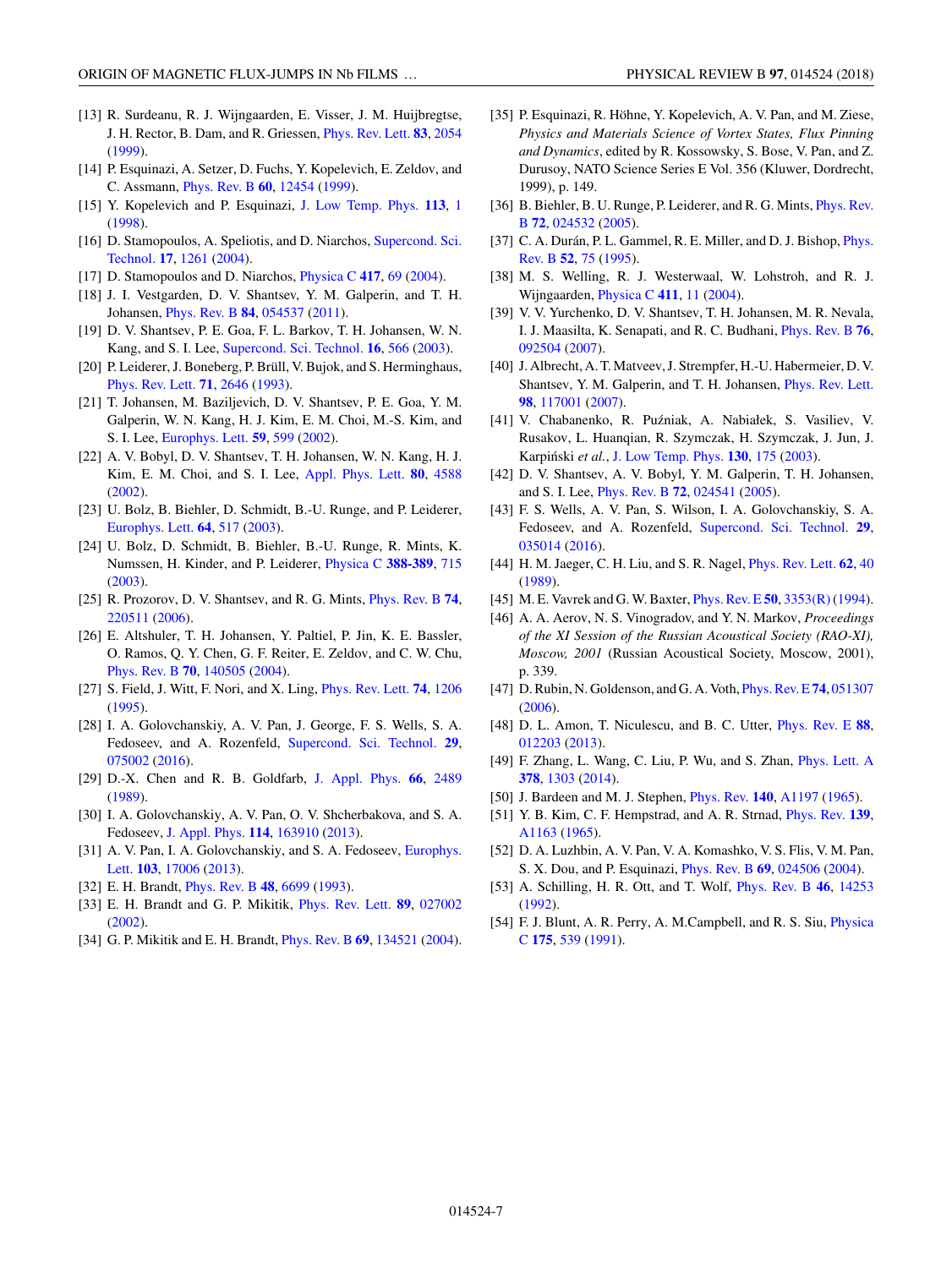[13] R. Surdeanu, R. J. Wijngaarden, E. Visser, J. M. Huijbregtse, J. H. Rector, B. Dam, and R. Griessen, Phys. Rev. Lett. **83**, 2054 (1999).

[14] P. Esquinazi, A. Setzer, D. Fuchs, Y. Kopelevich, E. Zeldov, and C. Assmann, Phys. Rev. B **60**, 12454 (1999).

[15] Y. Kopelevich and P. Esquinazi, J. Low Temp. Phys. **113**, 1 (1998).

[16] D. Stamopoulos, A. Speliotis, and D. Niarchos, Supercond. Sci. Technol. **17**, 1261 (2004).

[17] D. Stamopoulos and D. Niarchos, Physica C **417**, 69 (2004).

[18] J. I. Vestgarden, D. V. Shantsev, Y. M. Galperin, and T. H. Johansen, Phys. Rev. B **84**, 054537 (2011).

[19] D. V. Shantsev, P. E. Goa, F. L. Barkov, T. H. Johansen, W. N. Kang, and S. I. Lee, Supercond. Sci. Technol. **16**, 566 (2003).

[20] P. Leiderer, J. Boneberg, P. Brüll, V. Bujok, and S. Herminghaus, Phys. Rev. Lett. **71**, 2646 (1993).

[21] T. Johansen, M. Baziljevich, D. V. Shantsev, P. E. Goa, Y. M. Galperin, W. N. Kang, H. J. Kim, E. M. Choi, M.-S. Kim, and S. I. Lee, Europhys. Lett. **59**, 599 (2002).

[22] A. V. Bobyl, D. V. Shantsev, T. H. Johansen, W. N. Kang, H. J. Kim, E. M. Choi, and S. I. Lee, Appl. Phys. Lett. **80**, 4588 (2002).

[23] U. Bolz, B. Biehler, D. Schmidt, B.-U. Runge, and P. Leiderer, Europhys. Lett. **64**, 517 (2003).

[24] U. Bolz, D. Schmidt, B. Biehler, B.-U. Runge, R. Mints, K. Numssen, H. Kinder, and P. Leiderer, Physica C **388-389**, 715 (2003).

[25] R. Prozorov, D. V. Shantsev, and R. G. Mints, Phys. Rev. B **74**, 220511 (2006).

[26] E. Altshuler, T. H. Johansen, Y. Paltiel, P. Jin, K. E. Bassler, O. Ramos, Q. Y. Chen, G. F. Reiter, E. Zeldov, and C. W. Chu, Phys. Rev. B **70**, 140505 (2004).

[27] S. Field, J. Witt, F. Nori, and X. Ling, Phys. Rev. Lett. **74**, 1206 (1995).

[28] I. A. Golovchanskiy, A. V. Pan, J. George, F. S. Wells, S. A. Fedoseev, and A. Rozenfeld, Supercond. Sci. Technol. **29**, 075002 (2016).

[29] D.-X. Chen and R. B. Goldfarb, J. Appl. Phys. **66**, 2489 (1989).

[30] I. A. Golovchanskiy, A. V. Pan, O. V. Shcherbakova, and S. A. Fedoseev, J. Appl. Phys. **114**, 163910 (2013).

[31] A. V. Pan, I. A. Golovchanskiy, and S. A. Fedoseev, Europhys. Lett. **103**, 17006 (2013).

[32] E. H. Brandt, Phys. Rev. B **48**, 6699 (1993).

[33] E. H. Brandt and G. P. Mikitik, Phys. Rev. Lett. **89**, 027002 (2002).

[34] G. P. Mikitik and E. H. Brandt, Phys. Rev. B **69**, 134521 (2004).

[35] P. Esquinazi, R. Höhne, Y. Kopelevich, A. V. Pan, and M. Ziese, *Physics and Materials Science of Vortex States, Flux Pinning and Dynamics*, edited by R. Kossowsky, S. Bose, V. Pan, and Z. Durusoy, NATO Science Series E Vol. 356 (Kluwer, Dordrecht, 1999), p. 149.

[36] B. Biehler, B. U. Runge, P. Leiderer, and R. G. Mints, Phys. Rev. B **72**, 024532 (2005).

[37] C. A. Durán, P. L. Gammel, R. E. Miller, and D. J. Bishop, Phys. Rev. B **52**, 75 (1995).

[38] M. S. Welling, R. J. Westerwaal, W. Lohstroh, and R. J. Wijngaarden, Physica C **411**, 11 (2004).

[39] V. V. Yurchenko, D. V. Shantsev, T. H. Johansen, M. R. Nevala, I. J. Maasilta, K. Senapati, and R. C. Budhani, Phys. Rev. B **76**, 092504 (2007).

[40] J. Albrecht, A. T. Matveev, J. Strempfer, H.-U. Habermeier, D. V. Shantsev, Y. M. Galperin, and T. H. Johansen, Phys. Rev. Lett. **98**, 117001 (2007).

[41] V. Chabanenko, R. Puźniak, A. Nabiałek, S. Vasiliev, V. Rusakov, L. Huanqian, R. Szymczak, H. Szymczak, J. Jun, J. Karpiński *et al.*, J. Low Temp. Phys. **130**, 175 (2003).

[42] D. V. Shantsev, A. V. Bobyl, Y. M. Galperin, T. H. Johansen, and S. I. Lee, Phys. Rev. B **72**, 024541 (2005).

[43] F. S. Wells, A. V. Pan, S. Wilson, I. A. Golovchanskiy, S. A. Fedoseev, and A. Rozenfeld, Supercond. Sci. Technol. **29**, 035014 (2016).

[44] H. M. Jaeger, C. H. Liu, and S. R. Nagel, Phys. Rev. Lett. **62**, 40 (1989).

[45] M. E. Vavrek and G. W. Baxter, Phys. Rev. E **50**, 3353(R) (1994).

[46] A. A. Aerov, N. S. Vinogradov, and Y. N. Markov, *Proceedings of the XI Session of the Russian Acoustical Society (RAO-XI), Moscow, 2001* (Russian Acoustical Society, Moscow, 2001), p. 339.

[47] D. Rubin, N. Goldenson, and G. A. Voth, Phys. Rev. E **74**, 051307 (2006).

[48] D. L. Amon, T. Niculescu, and B. C. Utter, Phys. Rev. E **88**, 012203 (2013).

[49] F. Zhang, L. Wang, C. Liu, P. Wu, and S. Zhan, Phys. Lett. A **378**, 1303 (2014).

[50] J. Bardeen and M. J. Stephen, Phys. Rev. **140**, A1197 (1965).

[51] Y. B. Kim, C. F. Hempstrad, and A. R. Strnad, Phys. Rev. **139**, A1163 (1965).

[52] D. A. Luzhbin, A. V. Pan, V. A. Komashko, V. S. Flis, V. M. Pan, S. X. Dou, and P. Esquinazi, Phys. Rev. B **69**, 024506 (2004).

[53] A. Schilling, H. R. Ott, and T. Wolf, Phys. Rev. B **46**, 14253 (1992).

[54] F. J. Blunt, A. R. Perry, A. M.Campbell, and R. S. Siu, Physica C **175**, 539 (1991).